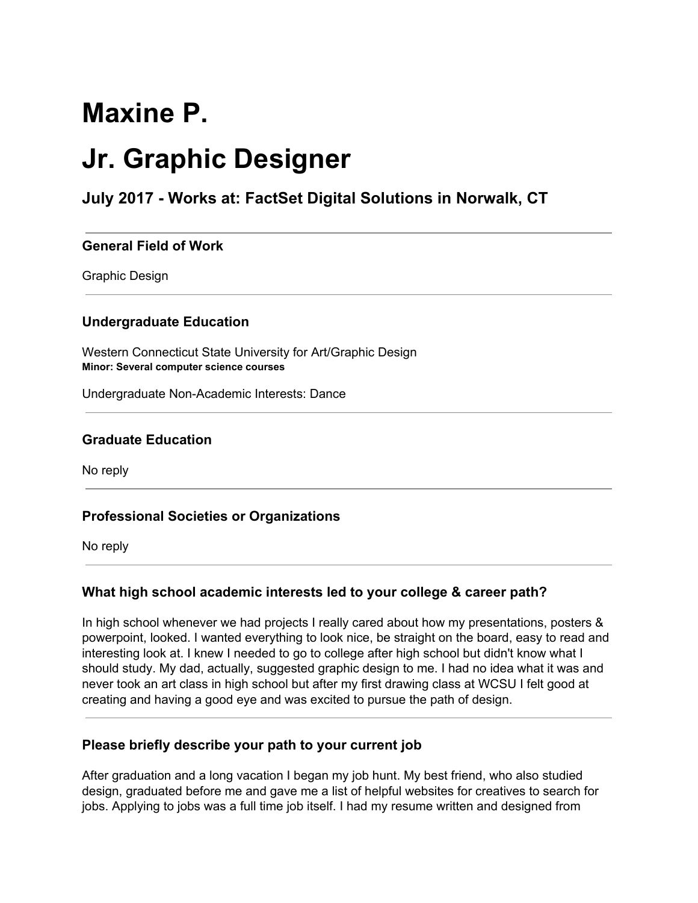# Maxine P.

# Jr. Graphic Designer

## July 2017 - Works at: FactSet Digital Solutions in Norwalk, CT

---

### General Field of Work

Graphic Design

---

### Undergraduate Education

Western Connecticut State University for Art/Graphic Design
**Minor: Several computer science courses**

Undergraduate Non-Academic Interests: Dance

---

### Graduate Education

No reply

---

### Professional Societies or Organizations

No reply

---

### What high school academic interests led to your college & career path?

In high school whenever we had projects I really cared about how my presentations, posters & powerpoint, looked. I wanted everything to look nice, be straight on the board, easy to read and interesting look at. I knew I needed to go to college after high school but didn't know what I should study. My dad, actually, suggested graphic design to me. I had no idea what it was and never took an art class in high school but after my first drawing class at WCSU I felt good at creating and having a good eye and was excited to pursue the path of design.

---

### Please briefly describe your path to your current job

After graduation and a long vacation I began my job hunt. My best friend, who also studied design, graduated before me and gave me a list of helpful websites for creatives to search for jobs. Applying to jobs was a full time job itself. I had my resume written and designed from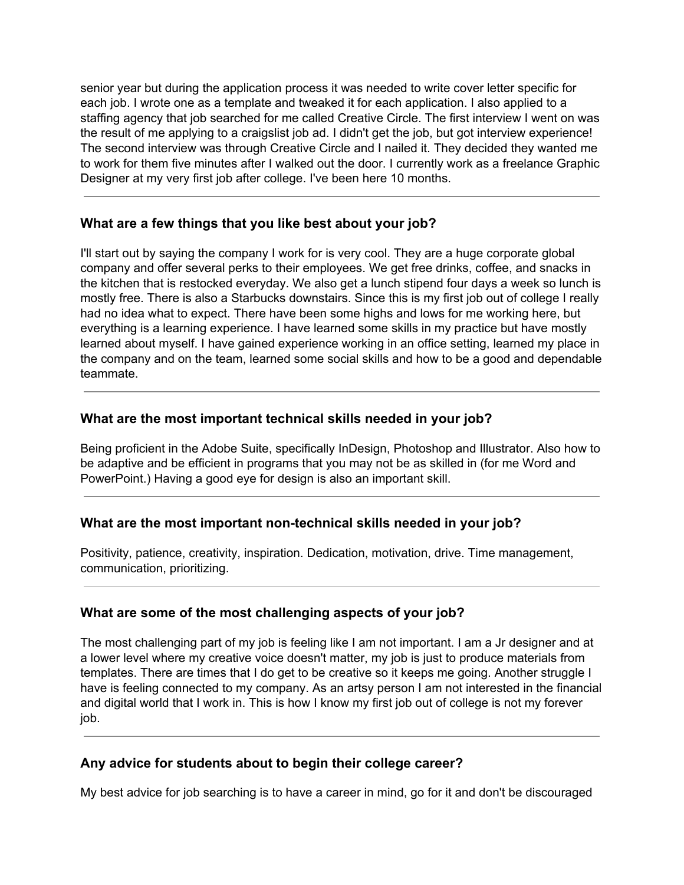senior year but during the application process it was needed to write cover letter specific for each job. I wrote one as a template and tweaked it for each application. I also applied to a staffing agency that job searched for me called Creative Circle. The first interview I went on was the result of me applying to a craigslist job ad. I didn't get the job, but got interview experience! The second interview was through Creative Circle and I nailed it. They decided they wanted me to work for them five minutes after I walked out the door. I currently work as a freelance Graphic Designer at my very first job after college. I've been here 10 months.

---

### What are a few things that you like best about your job?

I'll start out by saying the company I work for is very cool. They are a huge corporate global company and offer several perks to their employees. We get free drinks, coffee, and snacks in the kitchen that is restocked everyday. We also get a lunch stipend four days a week so lunch is mostly free. There is also a Starbucks downstairs. Since this is my first job out of college I really had no idea what to expect. There have been some highs and lows for me working here, but everything is a learning experience. I have learned some skills in my practice but have mostly learned about myself. I have gained experience working in an office setting, learned my place in the company and on the team, learned some social skills and how to be a good and dependable teammate.

---

### What are the most important technical skills needed in your job?

Being proficient in the Adobe Suite, specifically InDesign, Photoshop and Illustrator. Also how to be adaptive and be efficient in programs that you may not be as skilled in (for me Word and PowerPoint.) Having a good eye for design is also an important skill.

---

### What are the most important non-technical skills needed in your job?

Positivity, patience, creativity, inspiration. Dedication, motivation, drive. Time management, communication, prioritizing.

---

### What are some of the most challenging aspects of your job?

The most challenging part of my job is feeling like I am not important. I am a Jr designer and at a lower level where my creative voice doesn't matter, my job is just to produce materials from templates. There are times that I do get to be creative so it keeps me going. Another struggle I have is feeling connected to my company. As an artsy person I am not interested in the financial and digital world that I work in. This is how I know my first job out of college is not my forever job.

---

### Any advice for students about to begin their college career?

My best advice for job searching is to have a career in mind, go for it and don't be discouraged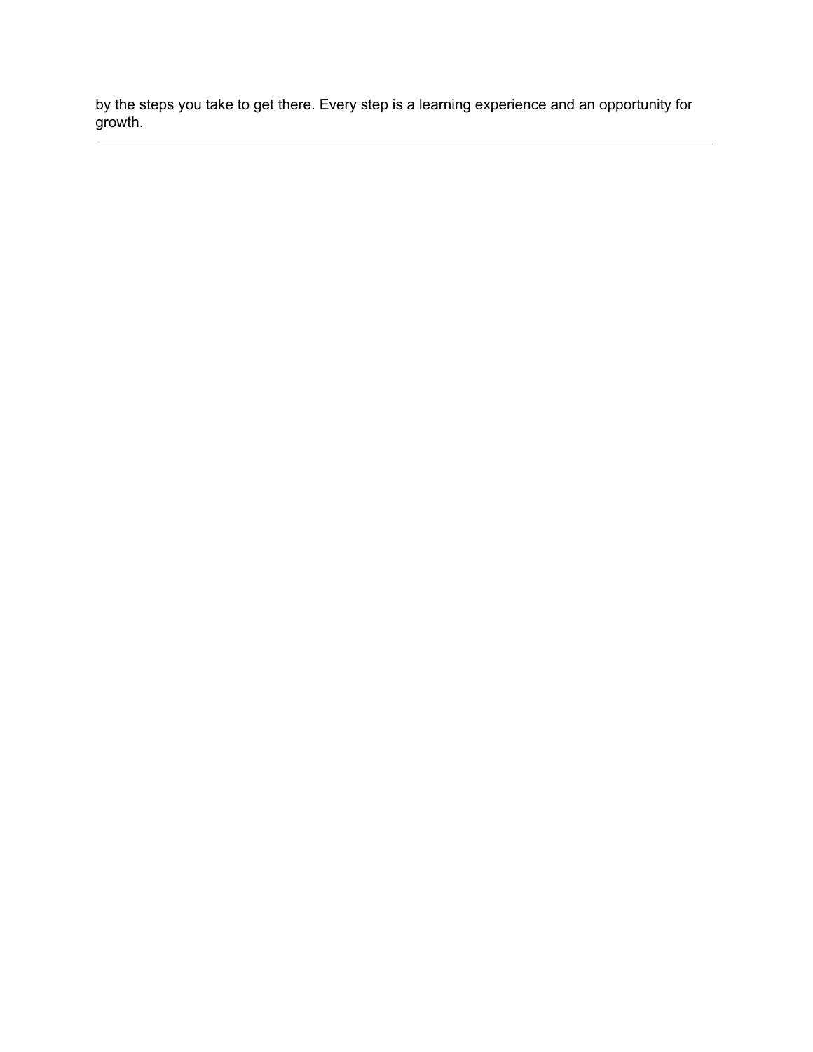by the steps you take to get there. Every step is a learning experience and an opportunity for growth.

---